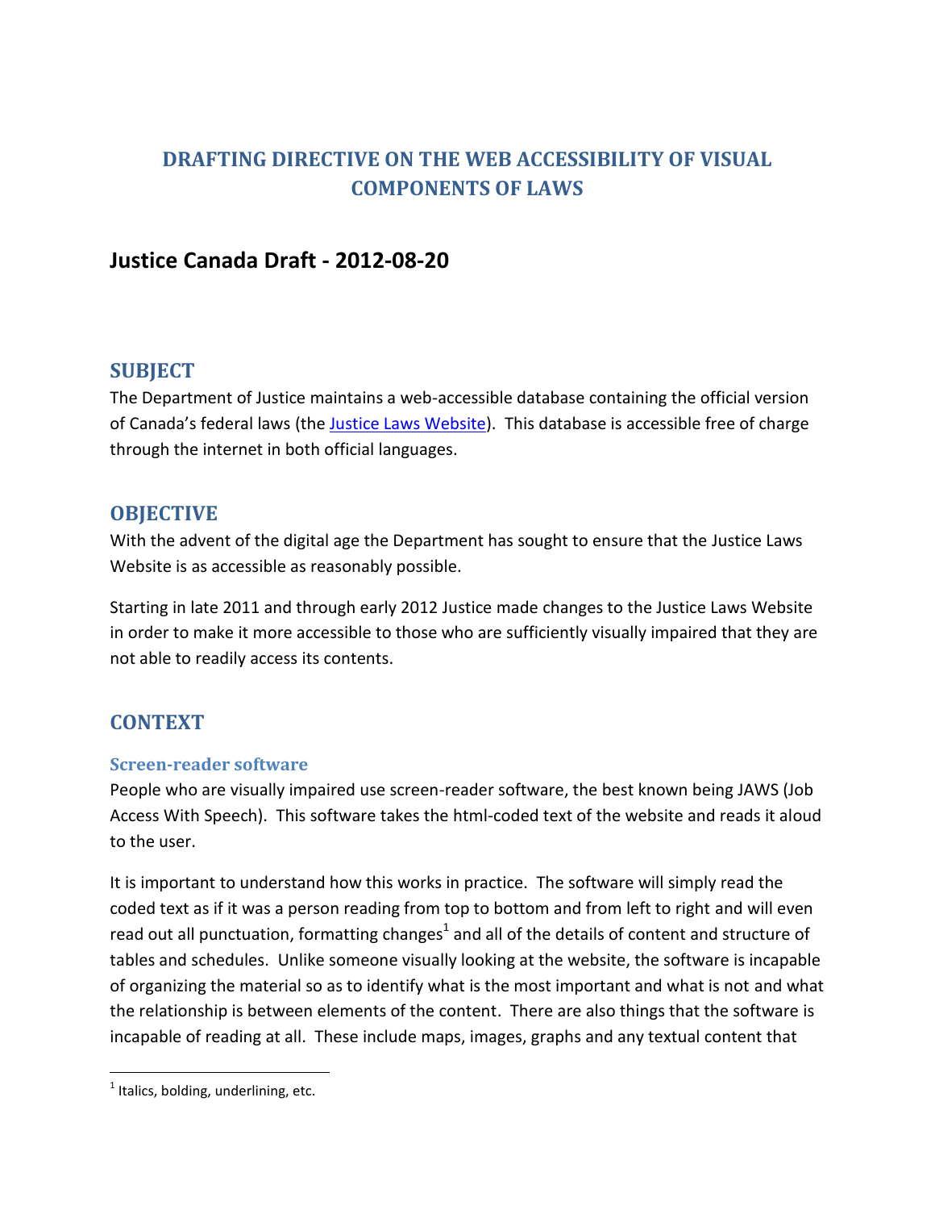# DRAFTING DIRECTIVE ON THE WEB ACCESSIBILITY OF VISUAL COMPONENTS OF LAWS

## Justice Canada Draft - 2012-08-20

## SUBJECT

The Department of Justice maintains a web-accessible database containing the official version of Canada's federal laws (the Justice Laws Website). This database is accessible free of charge through the internet in both official languages.

## OBJECTIVE

With the advent of the digital age the Department has sought to ensure that the Justice Laws Website is as accessible as reasonably possible.

Starting in late 2011 and through early 2012 Justice made changes to the Justice Laws Website in order to make it more accessible to those who are sufficiently visually impaired that they are not able to readily access its contents.

## CONTEXT

### Screen-reader software

People who are visually impaired use screen-reader software, the best known being JAWS (Job Access With Speech). This software takes the html-coded text of the website and reads it aloud to the user.

It is important to understand how this works in practice. The software will simply read the coded text as if it was a person reading from top to bottom and from left to right and will even read out all punctuation, formatting changes[1] and all of the details of content and structure of tables and schedules. Unlike someone visually looking at the website, the software is incapable of organizing the material so as to identify what is the most important and what is not and what the relationship is between elements of the content. There are also things that the software is incapable of reading at all. These include maps, images, graphs and any textual content that

[1] Italics, bolding, underlining, etc.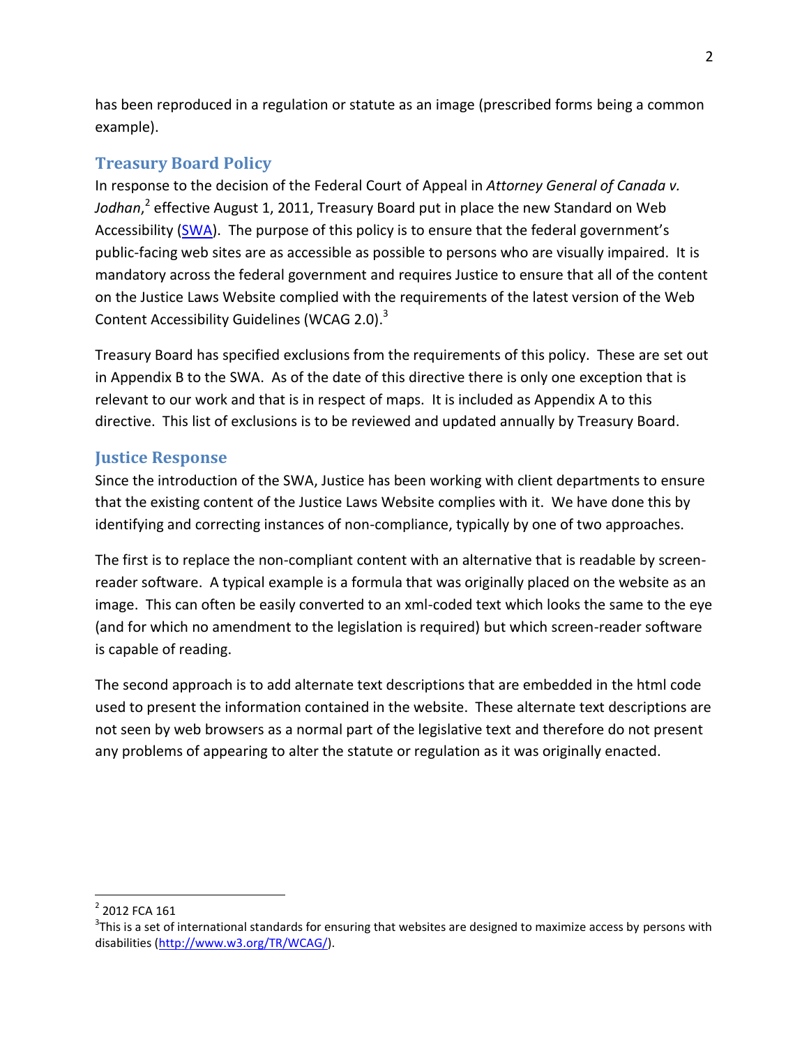has been reproduced in a regulation or statute as an image (prescribed forms being a common example).

## Treasury Board Policy

In response to the decision of the Federal Court of Appeal in *Attorney General of Canada v. Jodhan*,[2] effective August 1, 2011, Treasury Board put in place the new Standard on Web Accessibility (SWA). The purpose of this policy is to ensure that the federal government's public-facing web sites are as accessible as possible to persons who are visually impaired. It is mandatory across the federal government and requires Justice to ensure that all of the content on the Justice Laws Website complied with the requirements of the latest version of the Web Content Accessibility Guidelines (WCAG 2.0).[3]

Treasury Board has specified exclusions from the requirements of this policy. These are set out in Appendix B to the SWA. As of the date of this directive there is only one exception that is relevant to our work and that is in respect of maps. It is included as Appendix A to this directive. This list of exclusions is to be reviewed and updated annually by Treasury Board.

## Justice Response

Since the introduction of the SWA, Justice has been working with client departments to ensure that the existing content of the Justice Laws Website complies with it. We have done this by identifying and correcting instances of non-compliance, typically by one of two approaches.

The first is to replace the non-compliant content with an alternative that is readable by screen-reader software. A typical example is a formula that was originally placed on the website as an image. This can often be easily converted to an xml-coded text which looks the same to the eye (and for which no amendment to the legislation is required) but which screen-reader software is capable of reading.

The second approach is to add alternate text descriptions that are embedded in the html code used to present the information contained in the website. These alternate text descriptions are not seen by web browsers as a normal part of the legislative text and therefore do not present any problems of appearing to alter the statute or regulation as it was originally enacted.

---

[2] 2012 FCA 161

[3] This is a set of international standards for ensuring that websites are designed to maximize access by persons with disabilities (http://www.w3.org/TR/WCAG/).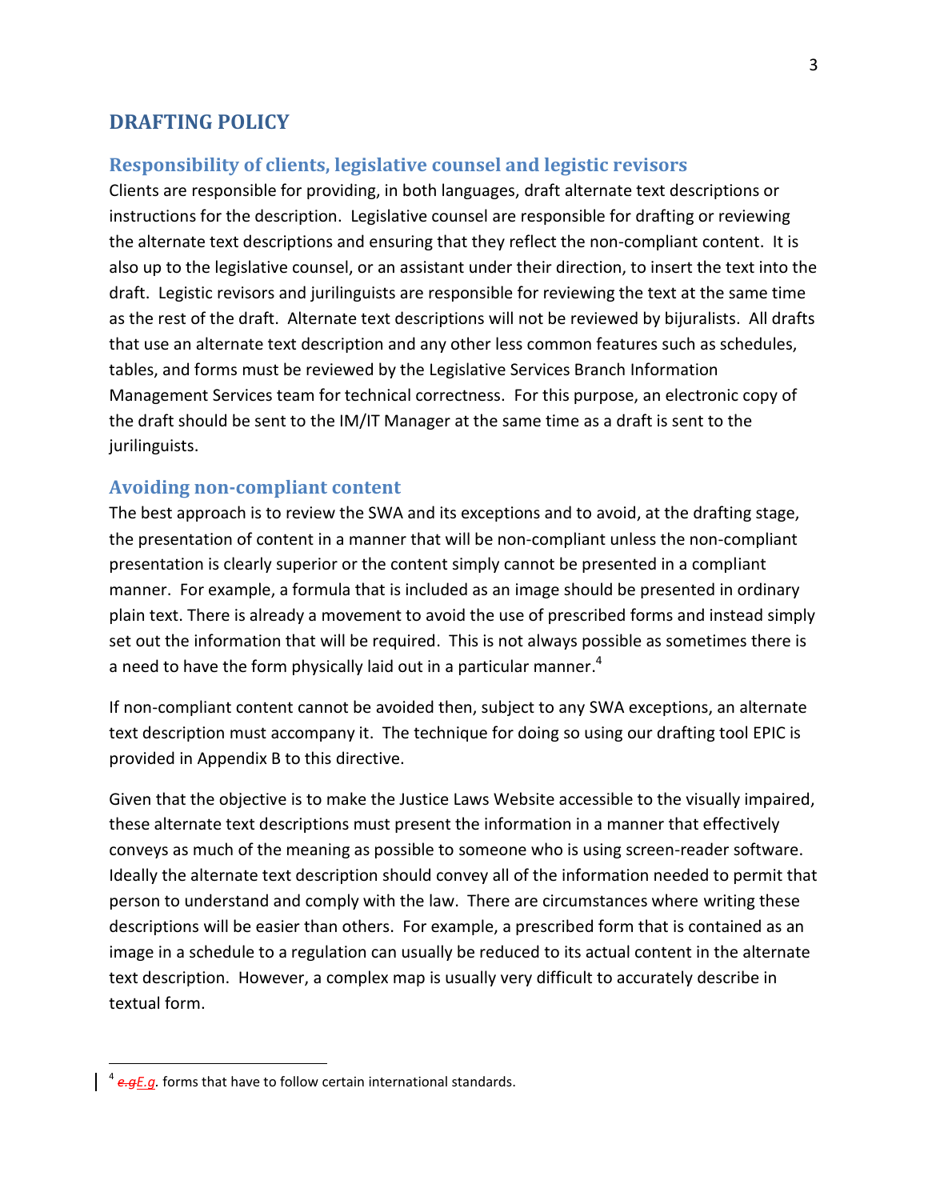# DRAFTING POLICY

## Responsibility of clients, legislative counsel and legistic revisors

Clients are responsible for providing, in both languages, draft alternate text descriptions or instructions for the description. Legislative counsel are responsible for drafting or reviewing the alternate text descriptions and ensuring that they reflect the non-compliant content. It is also up to the legislative counsel, or an assistant under their direction, to insert the text into the draft. Legistic revisors and jurilinguists are responsible for reviewing the text at the same time as the rest of the draft. Alternate text descriptions will not be reviewed by bijuralists. All drafts that use an alternate text description and any other less common features such as schedules, tables, and forms must be reviewed by the Legislative Services Branch Information Management Services team for technical correctness. For this purpose, an electronic copy of the draft should be sent to the IM/IT Manager at the same time as a draft is sent to the jurilinguists.

## Avoiding non-compliant content

The best approach is to review the SWA and its exceptions and to avoid, at the drafting stage, the presentation of content in a manner that will be non-compliant unless the non-compliant presentation is clearly superior or the content simply cannot be presented in a compliant manner. For example, a formula that is included as an image should be presented in ordinary plain text. There is already a movement to avoid the use of prescribed forms and instead simply set out the information that will be required. This is not always possible as sometimes there is a need to have the form physically laid out in a particular manner.[4]

If non-compliant content cannot be avoided then, subject to any SWA exceptions, an alternate text description must accompany it. The technique for doing so using our drafting tool EPIC is provided in Appendix B to this directive.

Given that the objective is to make the Justice Laws Website accessible to the visually impaired, these alternate text descriptions must present the information in a manner that effectively conveys as much of the meaning as possible to someone who is using screen-reader software. Ideally the alternate text description should convey all of the information needed to permit that person to understand and comply with the law. There are circumstances where writing these descriptions will be easier than others. For example, a prescribed form that is contained as an image in a schedule to a regulation can usually be reduced to its actual content in the alternate text description. However, a complex map is usually very difficult to accurately describe in textual form.

[4] ~~*e.g*~~*E.g*. forms that have to follow certain international standards.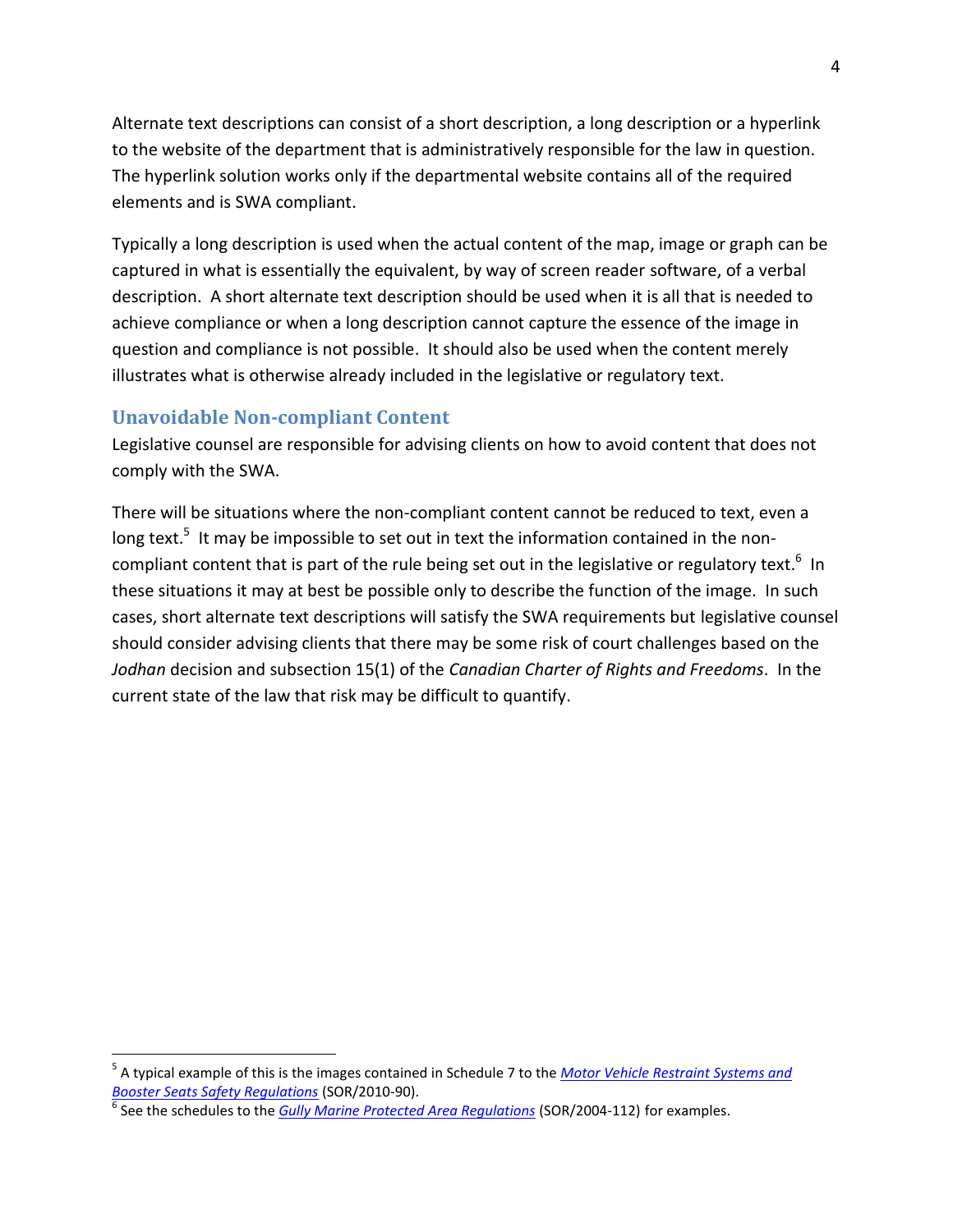Alternate text descriptions can consist of a short description, a long description or a hyperlink to the website of the department that is administratively responsible for the law in question. The hyperlink solution works only if the departmental website contains all of the required elements and is SWA compliant.

Typically a long description is used when the actual content of the map, image or graph can be captured in what is essentially the equivalent, by way of screen reader software, of a verbal description. A short alternate text description should be used when it is all that is needed to achieve compliance or when a long description cannot capture the essence of the image in question and compliance is not possible. It should also be used when the content merely illustrates what is otherwise already included in the legislative or regulatory text.

## Unavoidable Non-compliant Content

Legislative counsel are responsible for advising clients on how to avoid content that does not comply with the SWA.

There will be situations where the non-compliant content cannot be reduced to text, even a long text.[5] It may be impossible to set out in text the information contained in the non-compliant content that is part of the rule being set out in the legislative or regulatory text.[6] In these situations it may at best be possible only to describe the function of the image. In such cases, short alternate text descriptions will satisfy the SWA requirements but legislative counsel should consider advising clients that there may be some risk of court challenges based on the *Jodhan* decision and subsection 15(1) of the *Canadian Charter of Rights and Freedoms*. In the current state of the law that risk may be difficult to quantify.

---

[5] A typical example of this is the images contained in Schedule 7 to the *Motor Vehicle Restraint Systems and Booster Seats Safety Regulations* (SOR/2010-90).

[6] See the schedules to the *Gully Marine Protected Area Regulations* (SOR/2004-112) for examples.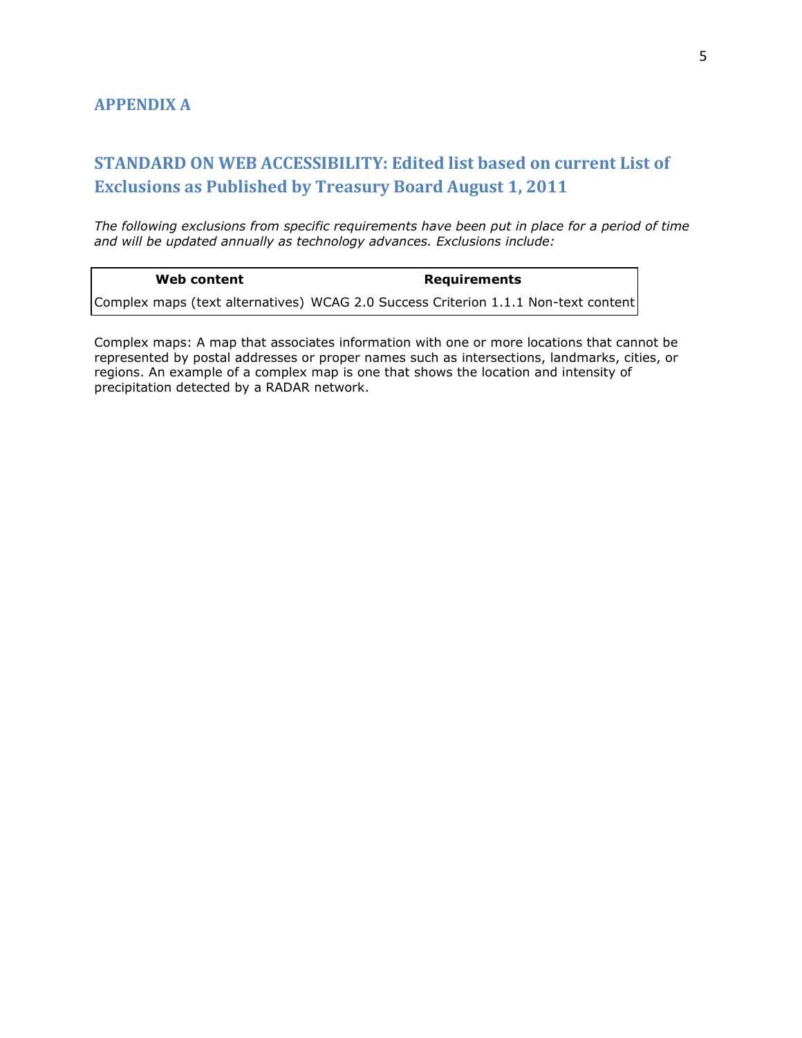## APPENDIX A

## STANDARD ON WEB ACCESSIBILITY: Edited list based on current List of Exclusions as Published by Treasury Board August 1, 2011

*The following exclusions from specific requirements have been put in place for a period of time and will be updated annually as technology advances. Exclusions include:*

| Web content | Requirements |
|---|---|
| Complex maps (text alternatives) | WCAG 2.0 Success Criterion 1.1.1 Non-text content |

Complex maps: A map that associates information with one or more locations that cannot be represented by postal addresses or proper names such as intersections, landmarks, cities, or regions. An example of a complex map is one that shows the location and intensity of precipitation detected by a RADAR network.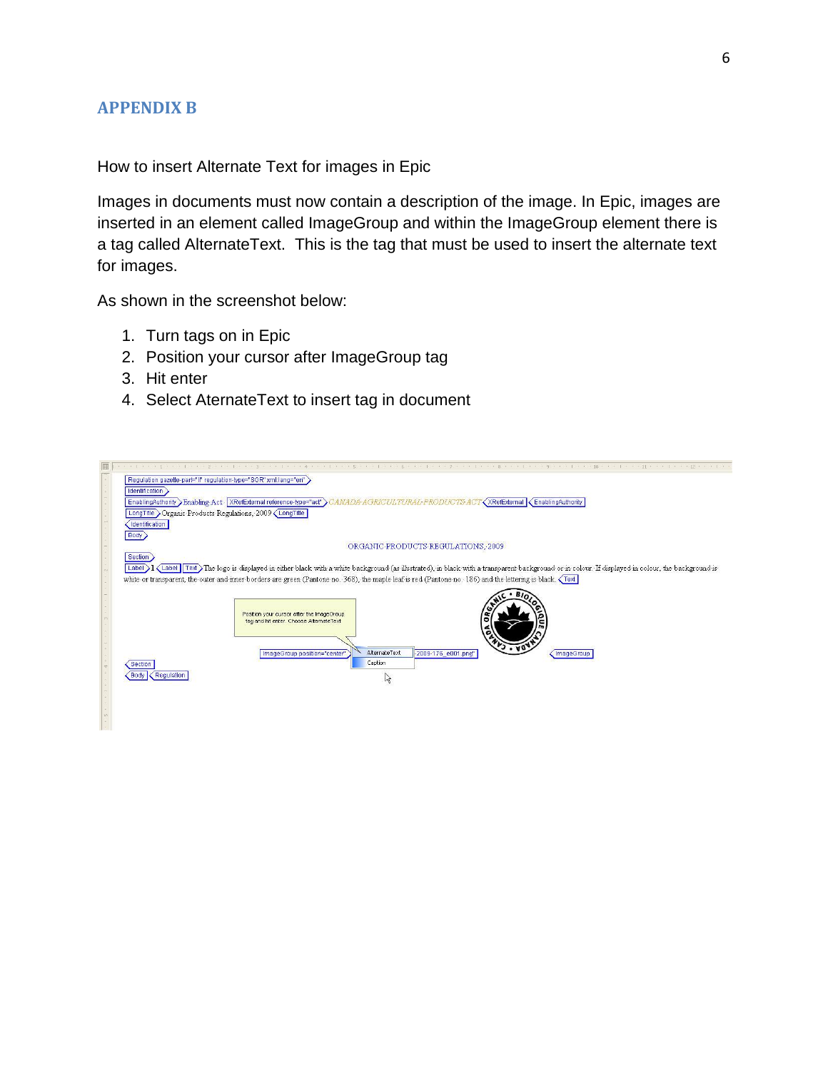## APPENDIX B

How to insert Alternate Text for images in Epic

Images in documents must now contain a description of the image. In Epic, images are inserted in an element called ImageGroup and within the ImageGroup element there is a tag called AlternateText. This is the tag that must be used to insert the alternate text for images.

As shown in the screenshot below:

1. Turn tags on in Epic
2. Position your cursor after ImageGroup tag
3. Hit enter
4. Select AternateText to insert tag in document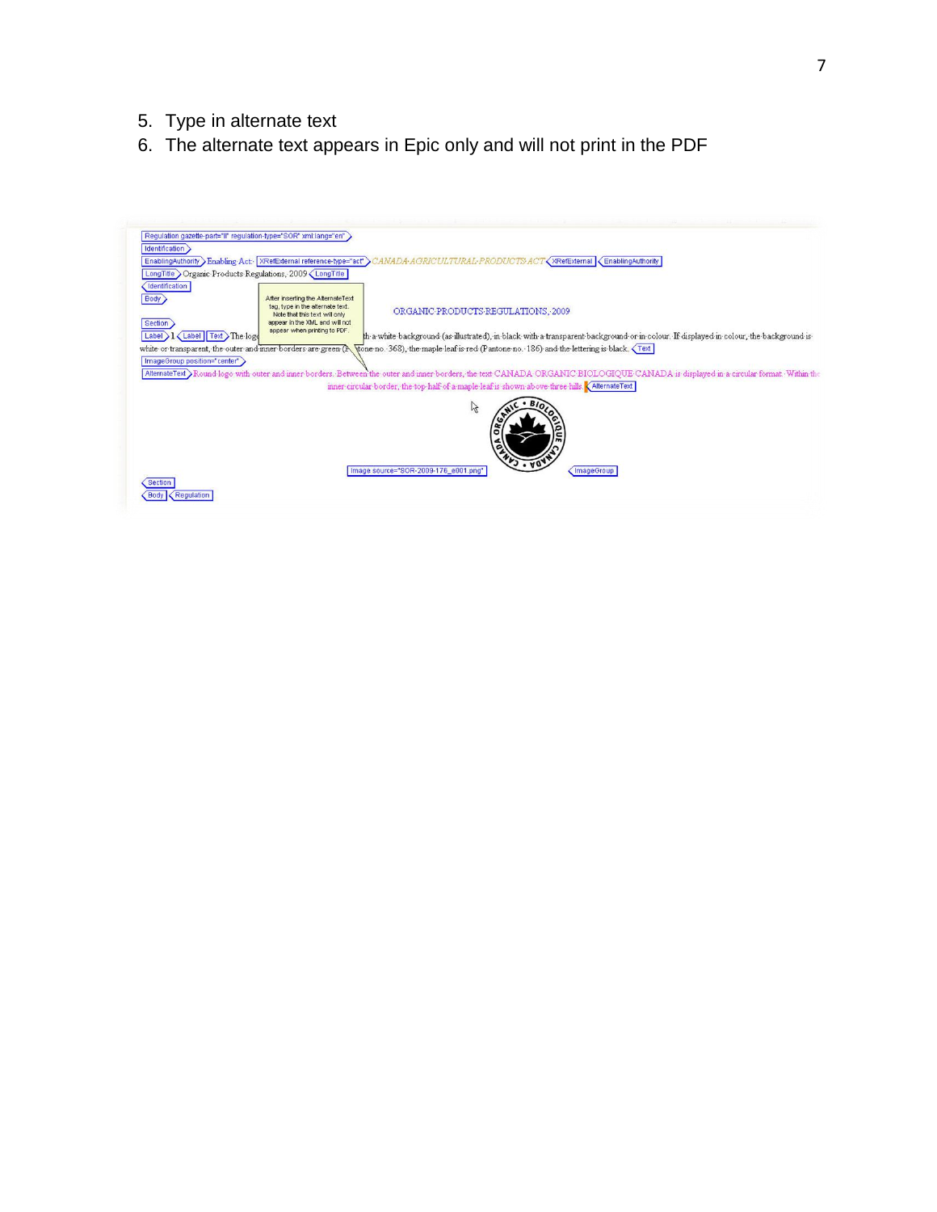5. Type in alternate text
6. The alternate text appears in Epic only and will not print in the PDF